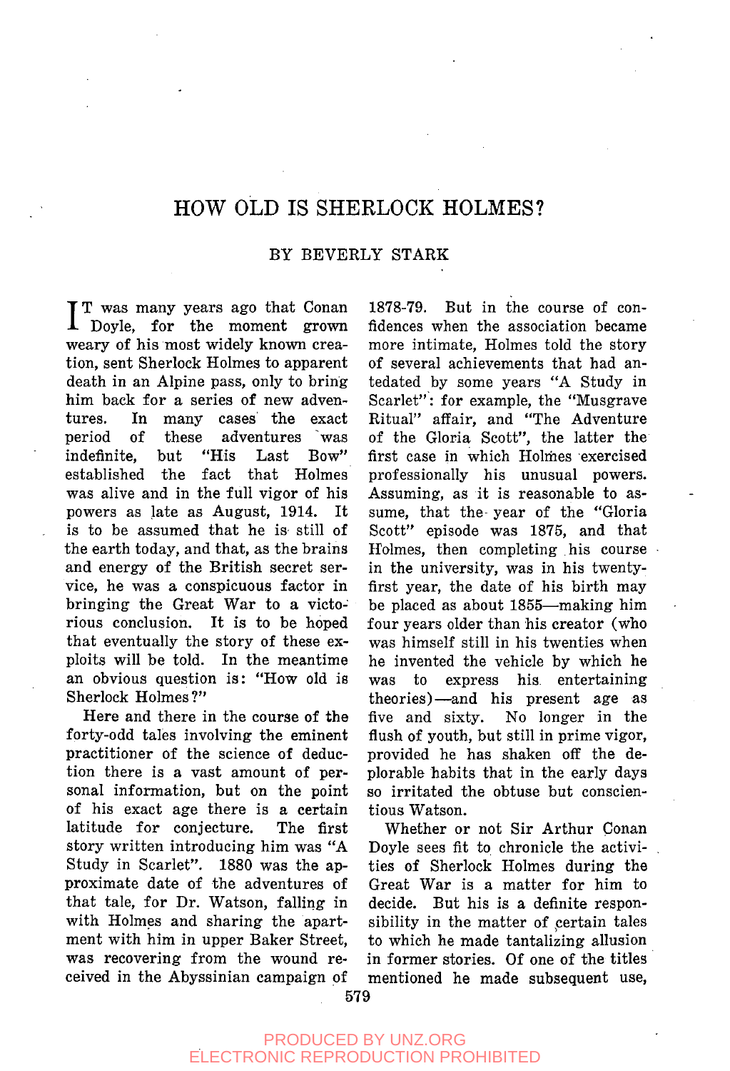# HOW OLD IS SHERLOCK HOLMES?

BY BEVERLY STARK

IT was many years ago that Conan Doyle, for the moment grown weary of his most widely known creation, sent Sherlock Holmes to apparent death in an Alpine pass, only to bring him back for a series of new adventures. In many cases the exact period of these adventures was indefinite, but "His Last Bow" established the fact that Holmes was alive and in the full vigor of his powers as late as August, 1914. It is to be assumed that he is still of the earth today, and that, as the brains and energy of the British secret service, he was a conspicuous factor in bringing the Great War to a victorious conclusion. It is to be hoped that eventually the story of these exploits will be told. In the meantime an obvious question is: "How old is Sherlock Holmes?"

Here and there in the course of the forty-odd tales involving the eminent practitioner of the science of deduction there is a vast amount of personal information, but on the point of his exact age there is a certain latitude for conjecture. The first story written introducing him was "A Study in Scarlet". 1880 was the approximate date of the adventures of that tale, for Dr. Watson, falling in with Holmes and sharing the apartment with him in upper Baker Street, was recovering from the wound received in the Abyssinian campaign of 1878-79. But in the course of confidences when the association became more intimate, Holmes told the story of several achievements that had antedated by some years "A Study in Scarlet": for example, the "Musgrave Ritual" affair, and "The Adventure of the Gloria Scott", the latter the first case in which Holmes exercised professionally his unusual powers. Assuming, as it is reasonable to assume, that the year of the "Gloria Scott" episode was 1875, and that Holmes, then completing his course in the university, was in his twenty-first year, the date of his birth may be placed as about 1855—making him four years older than his creator (who was himself still in his twenties when he invented the vehicle by which he was to express his entertaining theories)—and his present age as five and sixty. No longer in the flush of youth, but still in prime vigor, provided he has shaken off the deplorable habits that in the early days so irritated the obtuse but conscientious Watson.

Whether or not Sir Arthur Conan Doyle sees fit to chronicle the activities of Sherlock Holmes during the Great War is a matter for him to decide. But his is a definite responsibility in the matter of certain tales to which he made tantalizing allusion in former stories. Of one of the titles mentioned he made subsequent use,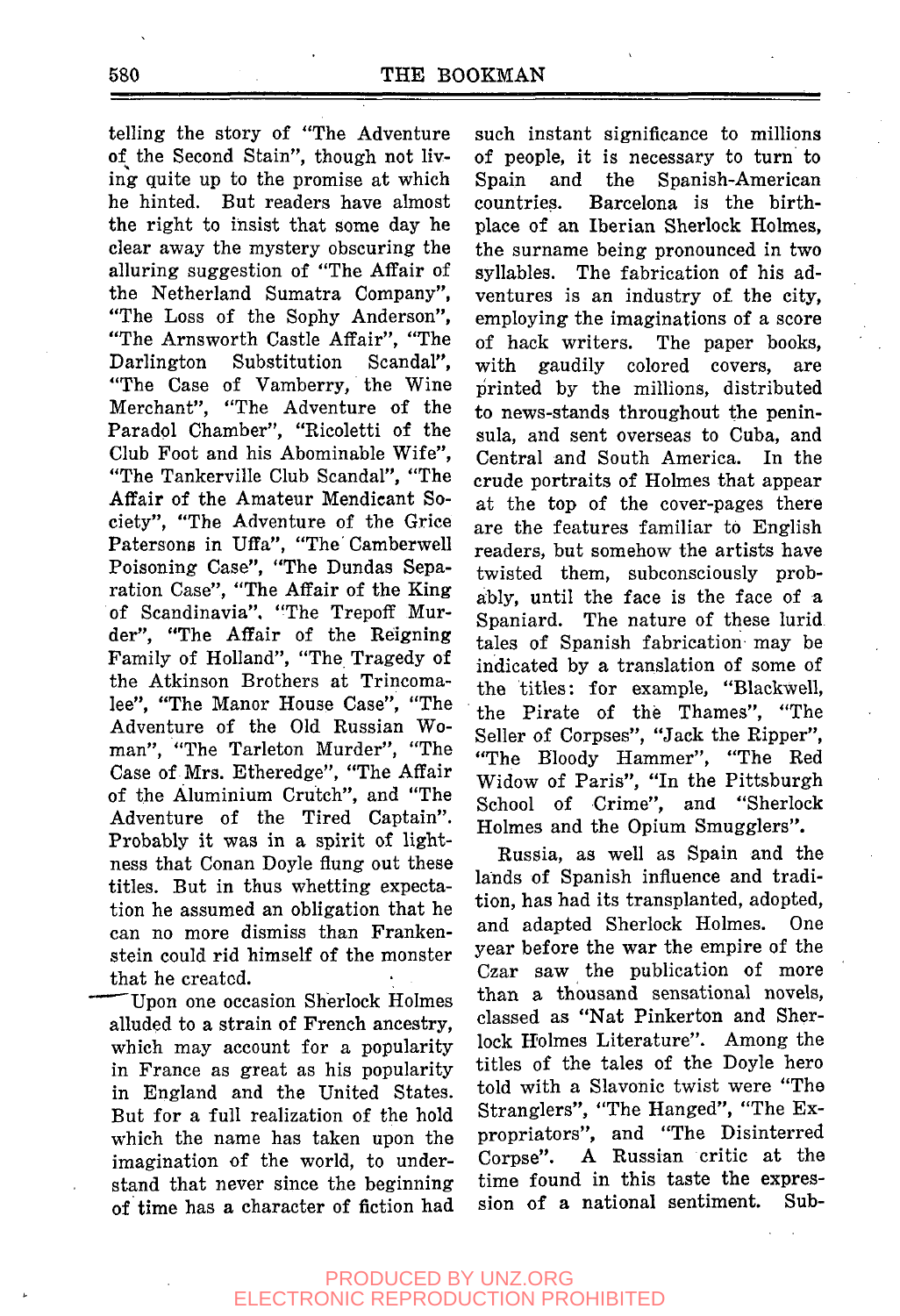telling the story of "The Adventure of the Second Stain", though not living quite up to the promise at which he hinted. But readers have almost the right to insist that some day he clear away the mystery obscuring the alluring suggestion of "The Affair of the Netherland Sumatra Company", "The Loss of the Sophy Anderson", "The Arnsworth Castle Affair", "The Darlington Substitution Scandal", "The Case of Vamberry, the Wine Merchant", "The Adventure of the Paradol Chamber", "Ricoletti of the Club Foot and his Abominable Wife", "The Tankerville Club Scandal", "The Affair of the Amateur Mendicant Society", "The Adventure of the Grice Patersons in Uffa", "The Camberwell Poisoning Case", "The Dundas Separation Case", "The Affair of the King of Scandinavia". "The Trepoff Murder", "The Affair of the Reigning Family of Holland", "The Tragedy of the Atkinson Brothers at Trincomalee", "The Manor House Case", "The Adventure of the Old Russian Woman", "The Tarleton Murder", "The Case of Mrs. Etheredge", "The Affair of the Aluminium Crutch", and "The Adventure of the Tired Captain". Probably it was in a spirit of lightness that Conan Doyle flung out these titles. But in thus whetting expectation he assumed an obligation that he can no more dismiss than Frankenstein could rid himself of the monster that he created.

Upon one occasion Sherlock Holmes alluded to a strain of French ancestry, which may account for a popularity in France as great as his popularity in England and the United States. But for a full realization of the hold which the name has taken upon the imagination of the world, to understand that never since the beginning of time has a character of fiction had such instant significance to millions of people, it is necessary to turn to Spain and the Spanish-American countries. Barcelona is the birthplace of an Iberian Sherlock Holmes, the surname being pronounced in two syllables. The fabrication of his adventures is an industry of the city, employing the imaginations of a score of hack writers. The paper books, with gaudily colored covers, are printed by the millions, distributed to news-stands throughout the peninsula, and sent overseas to Cuba, and Central and South America. In the crude portraits of Holmes that appear at the top of the cover-pages there are the features familiar to English readers, but somehow the artists have twisted them, subconsciously probably, until the face is the face of a Spaniard. The nature of these lurid tales of Spanish fabrication may be indicated by a translation of some of the titles: for example, "Blackwell, the Pirate of the Thames", "The Seller of Corpses", "Jack the Ripper", "The Bloody Hammer", "The Red Widow of Paris", "In the Pittsburgh School of Crime", and "Sherlock Holmes and the Opium Smugglers".

Russia, as well as Spain and the lands of Spanish influence and tradition, has had its transplanted, adopted, and adapted Sherlock Holmes. One year before the war the empire of the Czar saw the publication of more than a thousand sensational novels, classed as "Nat Pinkerton and Sherlock Holmes Literature". Among the titles of the tales of the Doyle hero told with a Slavonic twist were "The Stranglers", "The Hanged", "The Expropriators", and "The Disinterred Corpse". A Russian critic at the time found in this taste the expression of a national sentiment. Sub-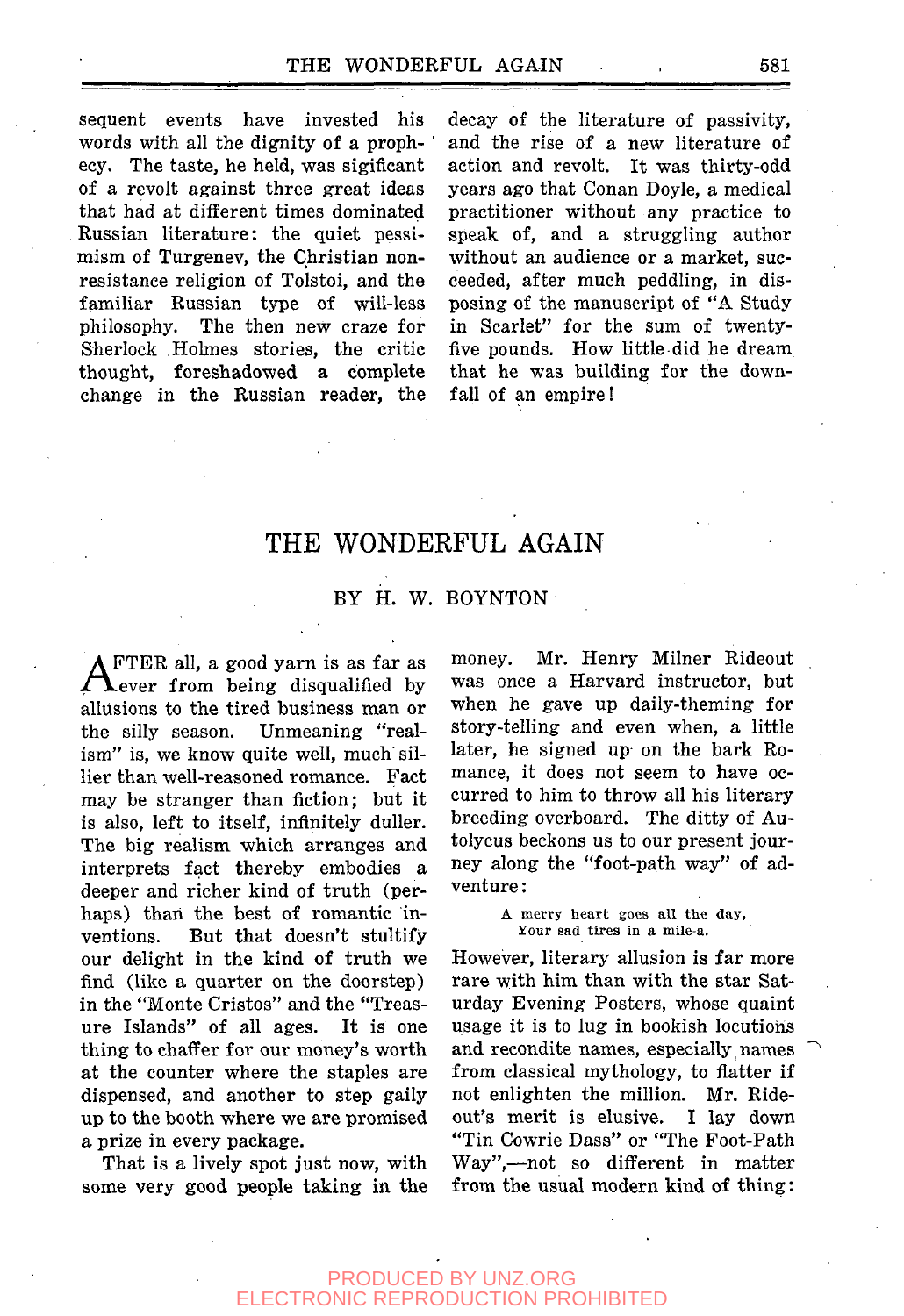sequent events have invested his words with all the dignity of a prophecy. The taste, he held, was sigificant of a revolt against three great ideas that had at different times dominated Russian literature: the quiet pessimism of Turgenev, the Christian nonresistance religion of Tolstoi, and the familiar Russian type of will-less philosophy. The then new craze for Sherlock Holmes stories, the critic thought, foreshadowed a complete change in the Russian reader, the decay of the literature of passivity, and the rise of a new literature of action and revolt. It was thirty-odd years ago that Conan Doyle, a medical practitioner without any practice to speak of, and a struggling author without an audience or a market, succeeded, after much peddling, in disposing of the manuscript of "A Study in Scarlet" for the sum of twenty-five pounds. How little did he dream that he was building for the downfall of an empire!

# THE WONDERFUL AGAIN

BY H. W. BOYNTON

AFTER all, a good yarn is as far as ever from being disqualified by allusions to the tired business man or the silly season. Unmeaning "realism" is, we know quite well, much sillier than well-reasoned romance. Fact may be stranger than fiction; but it is also, left to itself, infinitely duller. The big realism which arranges and interprets fact thereby embodies a deeper and richer kind of truth (perhaps) than the best of romantic inventions. But that doesn't stultify our delight in the kind of truth we find (like a quarter on the doorstep) in the "Monte Cristos" and the "Treasure Islands" of all ages. It is one thing to chaffer for our money's worth at the counter where the staples are dispensed, and another to step gaily up to the booth where we are promised a prize in every package.

That is a lively spot just now, with some very good people taking in the money. Mr. Henry Milner Rideout was once a Harvard instructor, but when he gave up daily-theming for story-telling and even when, a little later, he signed up on the bark Romance, it does not seem to have occurred to him to throw all his literary breeding overboard. The ditty of Autolycus beckons us to our present journey along the "foot-path way" of adventure:

> A merry heart goes all the day,
> Your sad tires in a mile-a.

However, literary allusion is far more rare with him than with the star Saturday Evening Posters, whose quaint usage it is to lug in bookish locutions and recondite names, especially names from classical mythology, to flatter if not enlighten the million. Mr. Rideout's merit is elusive. I lay down "Tin Cowrie Dass" or "The Foot-Path Way",—not so different in matter from the usual modern kind of thing: